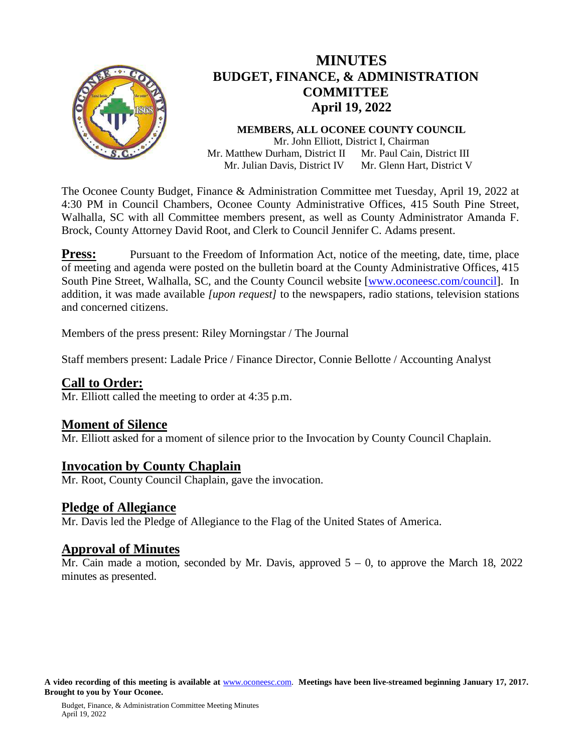# MINUTES
# BUDGET, FINANCE, & ADMINISTRATION COMMITTEE
# April 19, 2022

**MEMBERS, ALL OCONEE COUNTY COUNCIL**

Mr. John Elliott, District I, Chairman
Mr. Matthew Durham, District II    Mr. Paul Cain, District III
Mr. Julian Davis, District IV    Mr. Glenn Hart, District V

The Oconee County Budget, Finance & Administration Committee met Tuesday, April 19, 2022 at 4:30 PM in Council Chambers, Oconee County Administrative Offices, 415 South Pine Street, Walhalla, SC with all Committee members present, as well as County Administrator Amanda F. Brock, County Attorney David Root, and Clerk to Council Jennifer C. Adams present.

**Press:** Pursuant to the Freedom of Information Act, notice of the meeting, date, time, place of meeting and agenda were posted on the bulletin board at the County Administrative Offices, 415 South Pine Street, Walhalla, SC, and the County Council website [www.oconeesc.com/council]. In addition, it was made available *[upon request]* to the newspapers, radio stations, television stations and concerned citizens.

Members of the press present: Riley Morningstar / The Journal

Staff members present: Ladale Price / Finance Director, Connie Bellotte / Accounting Analyst

## Call to Order:

Mr. Elliott called the meeting to order at 4:35 p.m.

## Moment of Silence

Mr. Elliott asked for a moment of silence prior to the Invocation by County Council Chaplain.

## Invocation by County Chaplain

Mr. Root, County Council Chaplain, gave the invocation.

## Pledge of Allegiance

Mr. Davis led the Pledge of Allegiance to the Flag of the United States of America.

## Approval of Minutes

Mr. Cain made a motion, seconded by Mr. Davis, approved 5 – 0, to approve the March 18, 2022 minutes as presented.

**A video recording of this meeting is available at** www.oconeesc.com. **Meetings have been live-streamed beginning January 17, 2017. Brought to you by Your Oconee.**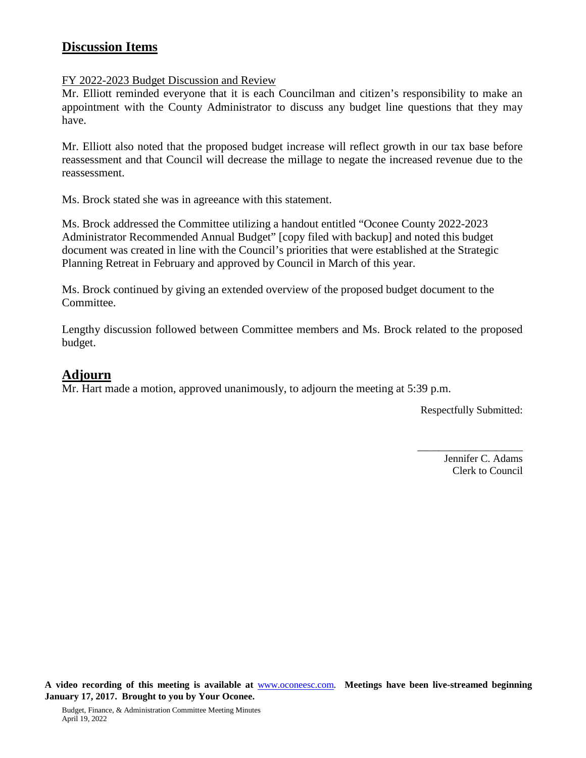## Discussion Items

FY 2022-2023 Budget Discussion and Review

Mr. Elliott reminded everyone that it is each Councilman and citizen's responsibility to make an appointment with the County Administrator to discuss any budget line questions that they may have.

Mr. Elliott also noted that the proposed budget increase will reflect growth in our tax base before reassessment and that Council will decrease the millage to negate the increased revenue due to the reassessment.

Ms. Brock stated she was in agreeance with this statement.

Ms. Brock addressed the Committee utilizing a handout entitled "Oconee County 2022-2023 Administrator Recommended Annual Budget" [copy filed with backup] and noted this budget document was created in line with the Council's priorities that were established at the Strategic Planning Retreat in February and approved by Council in March of this year.

Ms. Brock continued by giving an extended overview of the proposed budget document to the Committee.

Lengthy discussion followed between Committee members and Ms. Brock related to the proposed budget.

## Adjourn

Mr. Hart made a motion, approved unanimously, to adjourn the meeting at 5:39 p.m.

Respectfully Submitted:

____________________

Jennifer C. Adams
Clerk to Council

**A video recording of this meeting is available at** www.oconeesc.com. **Meetings have been live-streamed beginning January 17, 2017. Brought to you by Your Oconee.**